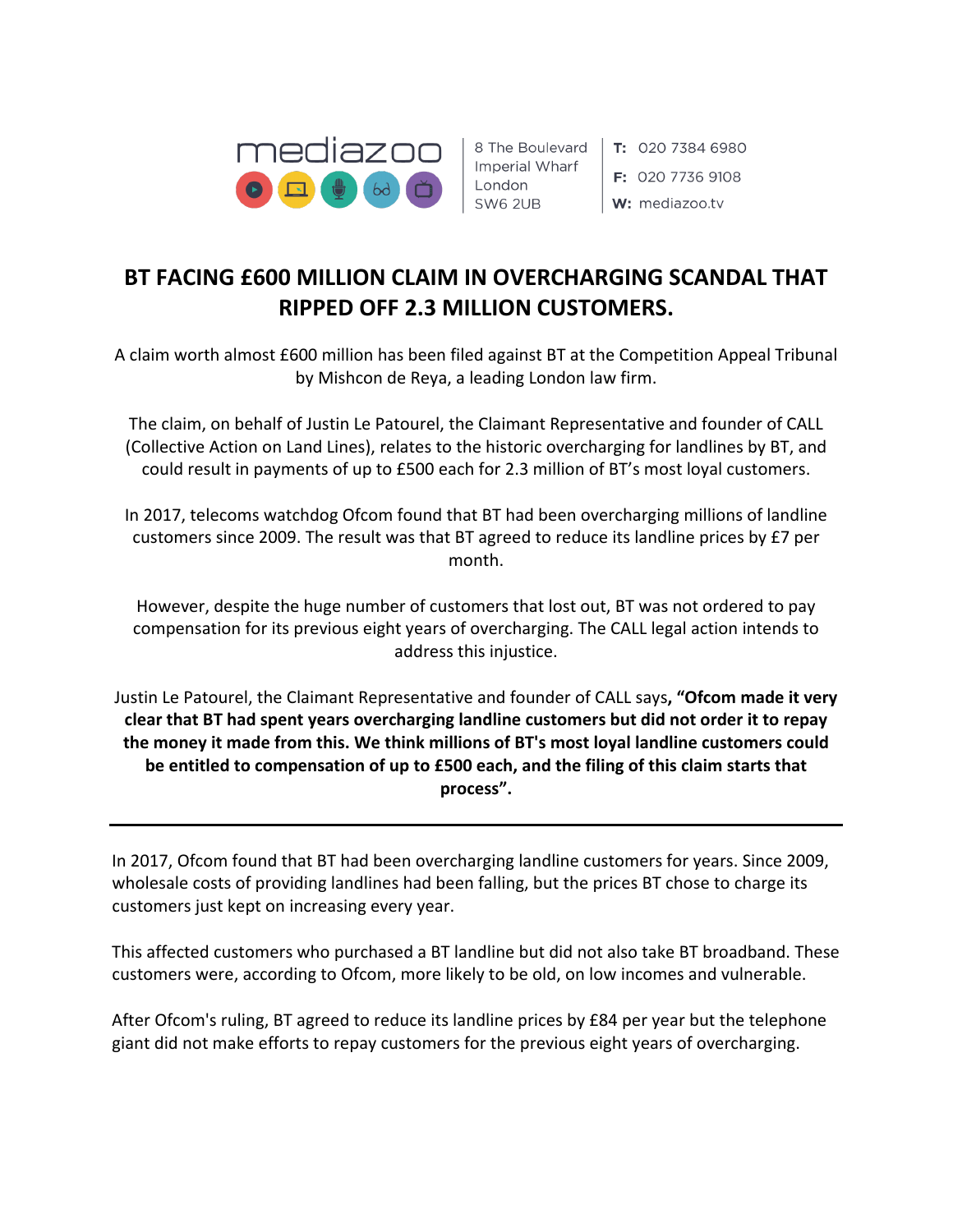mediazoo

8 The Boulevard
Imperial Wharf
London
SW6 2UB

**T:** 020 7384 6980
**F:** 020 7736 9108
**W:** mediazoo.tv

# BT FACING £600 MILLION CLAIM IN OVERCHARGING SCANDAL THAT RIPPED OFF 2.3 MILLION CUSTOMERS.

A claim worth almost £600 million has been filed against BT at the Competition Appeal Tribunal by Mishcon de Reya, a leading London law firm.

The claim, on behalf of Justin Le Patourel, the Claimant Representative and founder of CALL (Collective Action on Land Lines), relates to the historic overcharging for landlines by BT, and could result in payments of up to £500 each for 2.3 million of BT's most loyal customers.

In 2017, telecoms watchdog Ofcom found that BT had been overcharging millions of landline customers since 2009. The result was that BT agreed to reduce its landline prices by £7 per month.

However, despite the huge number of customers that lost out, BT was not ordered to pay compensation for its previous eight years of overcharging. The CALL legal action intends to address this injustice.

Justin Le Patourel, the Claimant Representative and founder of CALL says**, "Ofcom made it very clear that BT had spent years overcharging landline customers but did not order it to repay the money it made from this. We think millions of BT's most loyal landline customers could be entitled to compensation of up to £500 each, and the filing of this claim starts that process".**

---

In 2017, Ofcom found that BT had been overcharging landline customers for years. Since 2009, wholesale costs of providing landlines had been falling, but the prices BT chose to charge its customers just kept on increasing every year.

This affected customers who purchased a BT landline but did not also take BT broadband. These customers were, according to Ofcom, more likely to be old, on low incomes and vulnerable.

After Ofcom's ruling, BT agreed to reduce its landline prices by £84 per year but the telephone giant did not make efforts to repay customers for the previous eight years of overcharging.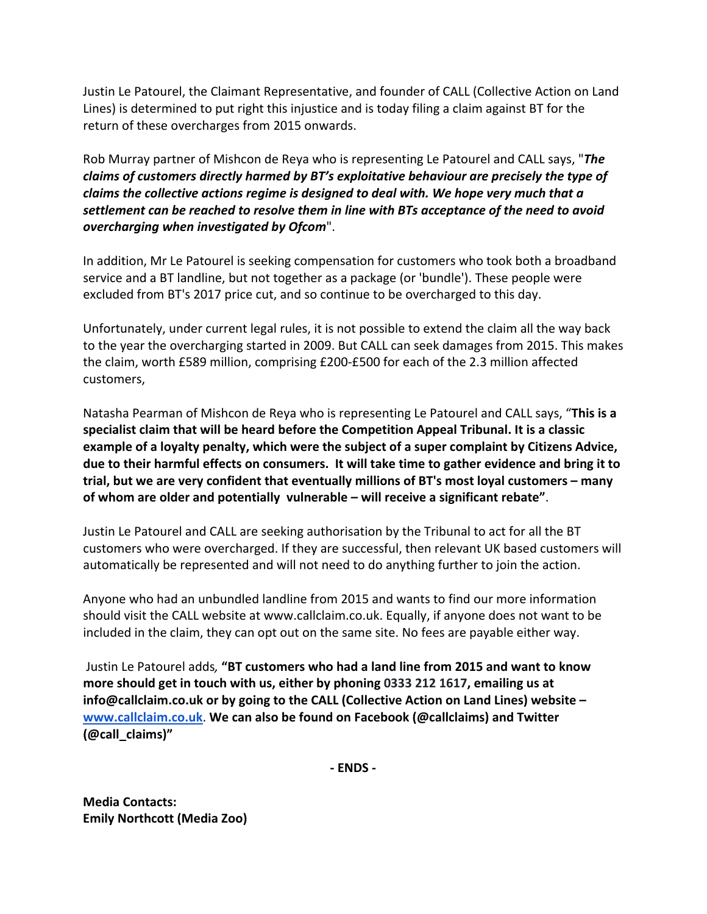Justin Le Patourel, the Claimant Representative, and founder of CALL (Collective Action on Land Lines) is determined to put right this injustice and is today filing a claim against BT for the return of these overcharges from 2015 onwards.

Rob Murray partner of Mishcon de Reya who is representing Le Patourel and CALL says, "***The claims of customers directly harmed by BT's exploitative behaviour are precisely the type of claims the collective actions regime is designed to deal with. We hope very much that a settlement can be reached to resolve them in line with BTs acceptance of the need to avoid overcharging when investigated by Ofcom***".

In addition, Mr Le Patourel is seeking compensation for customers who took both a broadband service and a BT landline, but not together as a package (or 'bundle'). These people were excluded from BT's 2017 price cut, and so continue to be overcharged to this day.

Unfortunately, under current legal rules, it is not possible to extend the claim all the way back to the year the overcharging started in 2009. But CALL can seek damages from 2015. This makes the claim, worth £589 million, comprising £200-£500 for each of the 2.3 million affected customers,

Natasha Pearman of Mishcon de Reya who is representing Le Patourel and CALL says, "**This is a specialist claim that will be heard before the Competition Appeal Tribunal. It is a classic example of a loyalty penalty, which were the subject of a super complaint by Citizens Advice, due to their harmful effects on consumers. It will take time to gather evidence and bring it to trial, but we are very confident that eventually millions of BT's most loyal customers – many of whom are older and potentially vulnerable – will receive a significant rebate"**.

Justin Le Patourel and CALL are seeking authorisation by the Tribunal to act for all the BT customers who were overcharged. If they are successful, then relevant UK based customers will automatically be represented and will not need to do anything further to join the action.

Anyone who had an unbundled landline from 2015 and wants to find our more information should visit the CALL website at www.callclaim.co.uk. Equally, if anyone does not want to be included in the claim, they can opt out on the same site. No fees are payable either way.

Justin Le Patourel adds, **"BT customers who had a land line from 2015 and want to know more should get in touch with us, either by phoning 0333 212 1617, emailing us at info@callclaim.co.uk or by going to the CALL (Collective Action on Land Lines) website – [www.callclaim.co.uk](www.callclaim.co.uk). We can also be found on Facebook (@callclaims) and Twitter (@call_claims)"**

**- ENDS -**

**Media Contacts:**
**Emily Northcott (Media Zoo)**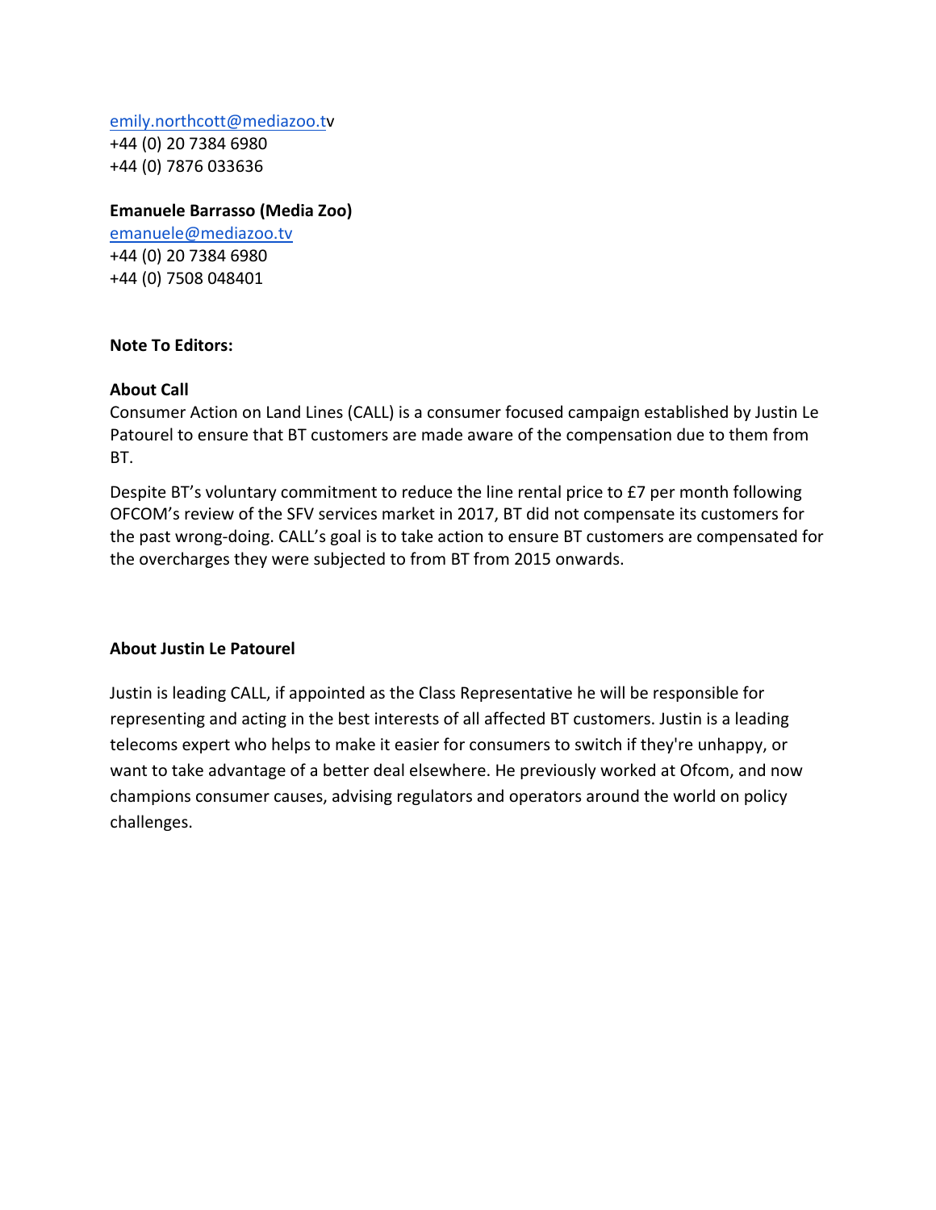emily.northcott@mediazoo.tv
+44 (0) 20 7384 6980
+44 (0) 7876 033636

**Emanuele Barrasso (Media Zoo)**
emanuele@mediazoo.tv
+44 (0) 20 7384 6980
+44 (0) 7508 048401

**Note To Editors:**

**About Call**

Consumer Action on Land Lines (CALL) is a consumer focused campaign established by Justin Le Patourel to ensure that BT customers are made aware of the compensation due to them from BT.

Despite BT's voluntary commitment to reduce the line rental price to £7 per month following OFCOM's review of the SFV services market in 2017, BT did not compensate its customers for the past wrong-doing. CALL's goal is to take action to ensure BT customers are compensated for the overcharges they were subjected to from BT from 2015 onwards.

**About Justin Le Patourel**

Justin is leading CALL, if appointed as the Class Representative he will be responsible for representing and acting in the best interests of all affected BT customers. Justin is a leading telecoms expert who helps to make it easier for consumers to switch if they're unhappy, or want to take advantage of a better deal elsewhere. He previously worked at Ofcom, and now champions consumer causes, advising regulators and operators around the world on policy challenges.